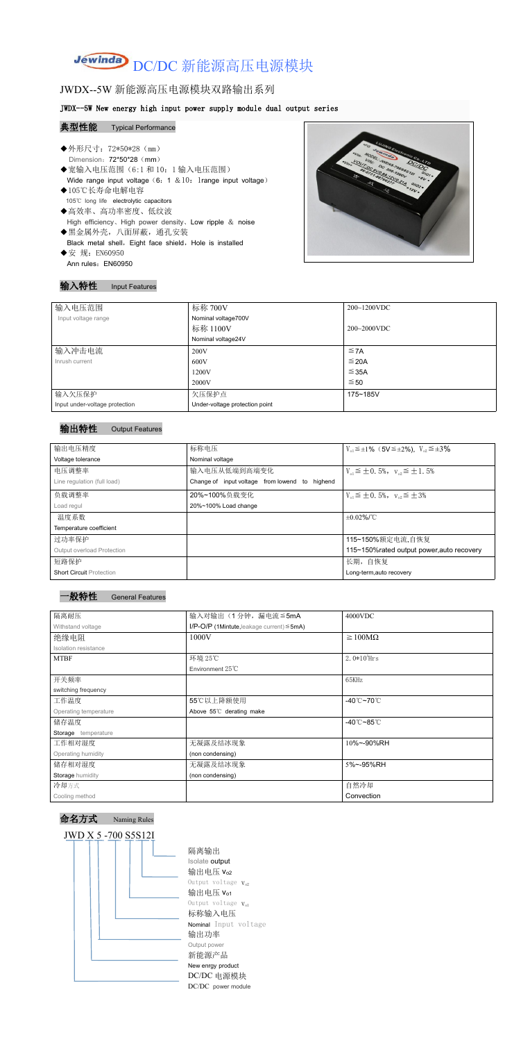# Jewinda DC/DC 新能源高压电源模块

## JWDX--5W 新能源高压电源模块双路输出系列

**JWDX--5W New energy high input power supply module dual output series**

### 典型性能 Typical Performance

- ◆外形尺寸：72*50*28（mm）
  Dimension：72*50*28（mm）
- ◆宽输入电压范围（6:1 和 10：1 输入电压范围）
  Wide range input voltage（6：1 ＆10：1range input voltage）
- ◆105℃长寿命电解电容
  105℃ long life electrolytic capacitors
- ◆高效率、高功率密度、低纹波
  High efficiency、High power density、Low ripple ＆ noise
- ◆黑金属外壳，八面屏蔽，通孔安装
  Black metal shell，Eight face shield，Hole is installed
- ◆安 规：EN60950
  Ann rules：EN60950

### 输入特性 Input Features

| 输入电压范围<br>Input voltage range | 标称 700V<br>Nominal voltage700V | 200~1200VDC |
|---|---|---|
| | 标称 1100V<br>Nominal voltage24V | 200~2000VDC |
| 输入冲击电流<br>Inrush current | 200V | ≦7A |
| | 600V | ≦20A |
| | 1200V | ≦35A |
| | 2000V | ≦50 |
| 输入欠压保护<br>Input under-voltage protection | 欠压保护点<br>Under-voltage protection point | 175~185V |

### 输出特性 Output Features

| 输出电压精度<br>Voltage tolerance | 标称电压<br>Nominal voltage | $V_{o1}$≦±1%（5V≦±2%），$V_{o2}$≦±3% |
|---|---|---|
| 电压调整率<br>Line regulation (full load) | 输入电压从低端到高端变化<br>Change of input voltage from lowend to highend | $V_{o1}$≦±0.5%，$V_{o2}$≦±1.5% |
| 负载调整率<br>Load regul | 20%~100%负载变化<br>20%~100% Load change | $V_{o1}$≦±0.5%，$V_{o2}$≦±3% |
| 温度系数<br>Temperature coefficient | | ±0.02%/℃ |
| 过功率保护<br>Output overload Protection | | 115~150%额定电流,自恢复<br>115~150%rated output power,auto recovery |
| 短路保护<br>Short Circuit Protection | | 长期，自恢复<br>Long-term,auto recovery |

### 一般特性 General Features

| 隔离耐压<br>Withstand voltage | 输入对输出（1 分钟，漏电流≦5mA<br>I/P-O/P (1Mintute,leakage current)≦5mA) | 4000VDC |
|---|---|---|
| 绝缘电阻<br>Isolation resistance | 1000V | ≧100MΩ |
| MTBF | 环境 25℃<br>Environment 25℃ | $2.0*10^5$Hrs |
| 开关频率<br>switching frequency | | 65KHz |
| 工作温度<br>Operating temperature | 55℃以上降额使用<br>Above 55℃ derating make | -40℃~70℃ |
| 储存温度<br>Storage temperature | | -40℃~85℃ |
| 工作相对湿度<br>Operating humidity | 无凝露及结冰现象<br>(non condensing) | 10%~-90%RH |
| 储存相对湿度<br>Storage humidity | 无凝露及结冰现象<br>(non condensing) | 5%~-95%RH |
| 冷却方式<br>Cooling method | | 自然冷却<br>Convection |

### 命名方式 Naming Rules

JWD X 5 -700 S5S12I

- 隔离输出 Isolate output
- 输出电压 $V_{o2}$ Output voltage $V_{o2}$
- 输出电压 $V_{o1}$ Output voltage $V_{o1}$
- 标称输入电压 Nominal Input voltage
- 输出功率 Output power
- 新能源产品 New enrgy product
- DC/DC 电源模块 DC/DC power module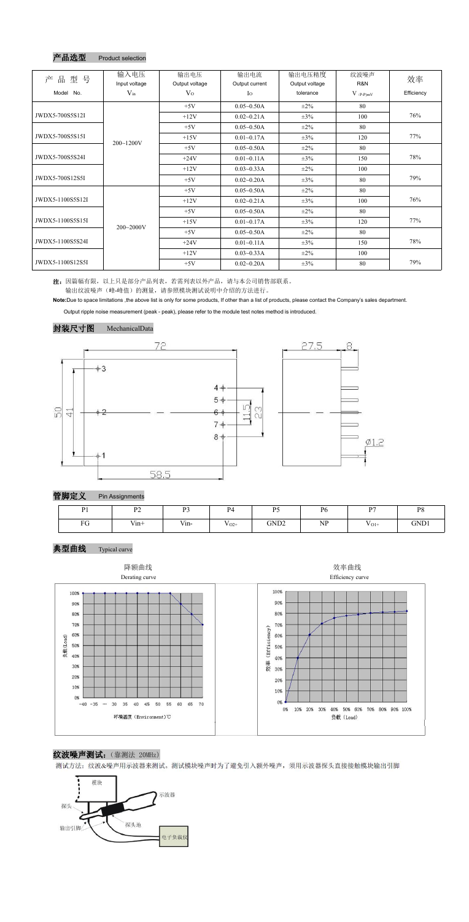## 产品选型 Product selection

| 产 品 型 号<br>Model No. | 输入电压<br>Input voltage<br>$V_{in}$ | 输出电压<br>Output voltage<br>$V_O$ | 输出电流<br>Output current<br>$I_O$ | 输出电压精度<br>Output voltage tolerance | 纹波噪声<br>R&N<br>$V_{(P-P)mV}$ | 效率<br>Efficiency |
|---|---|---|---|---|---|---|
| JWDX5-700S5S12I | 200~1200V | +5V | 0.05~0.50A | ±2% | 80 | 76% |
| | | +12V | 0.02~0.21A | ±3% | 100 | |
| JWDX5-700S5S15I | | +5V | 0.05~0.50A | ±2% | 80 | 77% |
| | | +15V | 0.01~0.17A | ±3% | 120 | |
| JWDX5-700S5S24I | | +5V | 0.05~0.50A | ±2% | 80 | 78% |
| | | +24V | 0.01~0.11A | ±3% | 150 | |
| JWDX5-700S12S5I | | +12V | 0.03~0.33A | ±2% | 100 | 79% |
| | | +5V | 0.02~0.20A | ±3% | 80 | |
| JWDX5-1100S5S12I | 200~2000V | +5V | 0.05~0.50A | ±2% | 80 | 76% |
| | | +12V | 0.02~0.21A | ±3% | 100 | |
| JWDX5-1100S5S15I | | +5V | 0.05~0.50A | ±2% | 80 | 77% |
| | | +15V | 0.01~0.17A | ±3% | 120 | |
| JWDX5-1100S5S24I | | +5V | 0.05~0.50A | ±2% | 80 | 78% |
| | | +24V | 0.01~0.11A | ±3% | 150 | |
| JWDX5-1100S12S5I | | +12V | 0.03~0.33A | ±2% | 100 | 79% |
| | | +5V | 0.02~0.20A | ±3% | 80 | |

**注：**因篇幅有限，以上只是部分产品列表，若需列表以外产品，请与本公司销售部联系。
输出纹波噪声（峰-峰值）的测量，请参照模块测试说明中介绍的方法进行。

**Note:**Due to space limitations ,the above list is only for some products, If other than a list of products, please contact the Company's sales department.
Output ripple noise measurement (peak - peak), please refer to the module test notes method is introduced.

## 封装尺寸图 MechanicalData

72
58.5
50
41
11.5
23
27.5
8
Ø1.2
1 2 3 4 5 6 7 8

## 管脚定义 Pin Assignments

| P1 | P2 | P3 | P4 | P5 | P6 | P7 | P8 |
|---|---|---|---|---|---|---|---|
| FG | Vin+ | Vin- | $V_{O2+}$ | GND2 | NP | $V_{O1+}$ | GND1 |

## 典型曲线 Typical curve

降额曲线
Derating curve

负载(Load)
100% 90% 80% 70% 60% 50% 40% 30% 20% 10% 0%
-40 -35 ··· 30 35 40 45 50 55 60 65 70
环境温度(Environment)℃

效率曲线
Efficiency curve

效率（Efficiency）
100% 90% 80% 70% 60% 50% 40% 30% 20% 10% 0%
0% 10% 20% 30% 40% 50% 60% 70% 80% 90% 100%
负载（Load）

## 纹波噪声测试：（靠测法 20MHz）

测试方法：纹波&噪声用示波器来测试。测试模块噪声时为了避免引入额外噪声，须用示波器探头直接接触模块输出引脚

模块
示波器
探头
探头地
输出引脚
电子负载仪